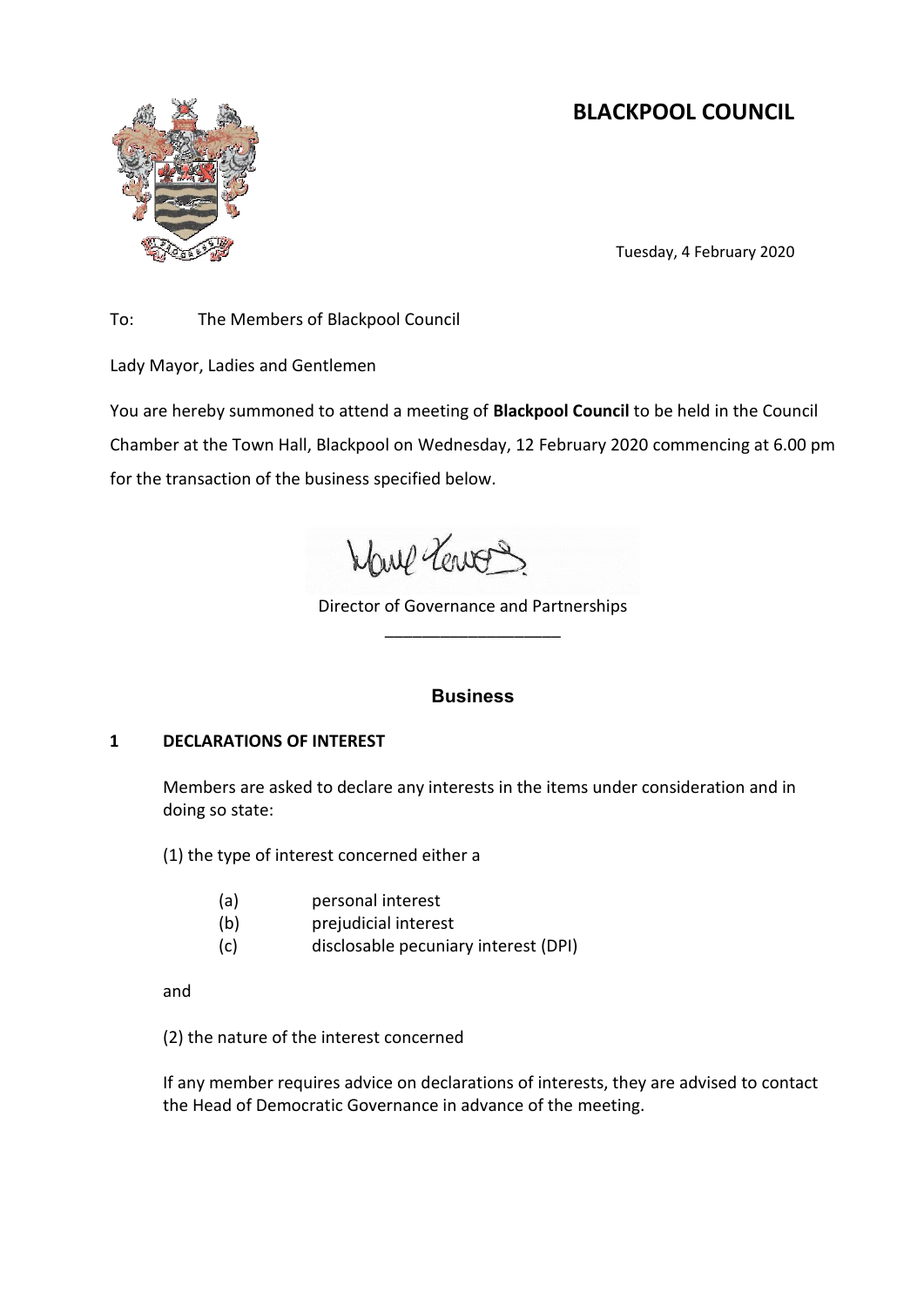# BLACKPOOL COUNCIL

Tuesday, 4 February 2020

To: The Members of Blackpool Council

Lady Mayor, Ladies and Gentlemen

You are hereby summoned to attend a meeting of **Blackpool Council** to be held in the Council Chamber at the Town Hall, Blackpool on Wednesday, 12 February 2020 commencing at 6.00 pm for the transaction of the business specified below.

Director of Governance and Partnerships

## Business

### 1 DECLARATIONS OF INTEREST

Members are asked to declare any interests in the items under consideration and in doing so state:

(1) the type of interest concerned either a

- (a) personal interest
- (b) prejudicial interest
- (c) disclosable pecuniary interest (DPI)

and

(2) the nature of the interest concerned

If any member requires advice on declarations of interests, they are advised to contact the Head of Democratic Governance in advance of the meeting.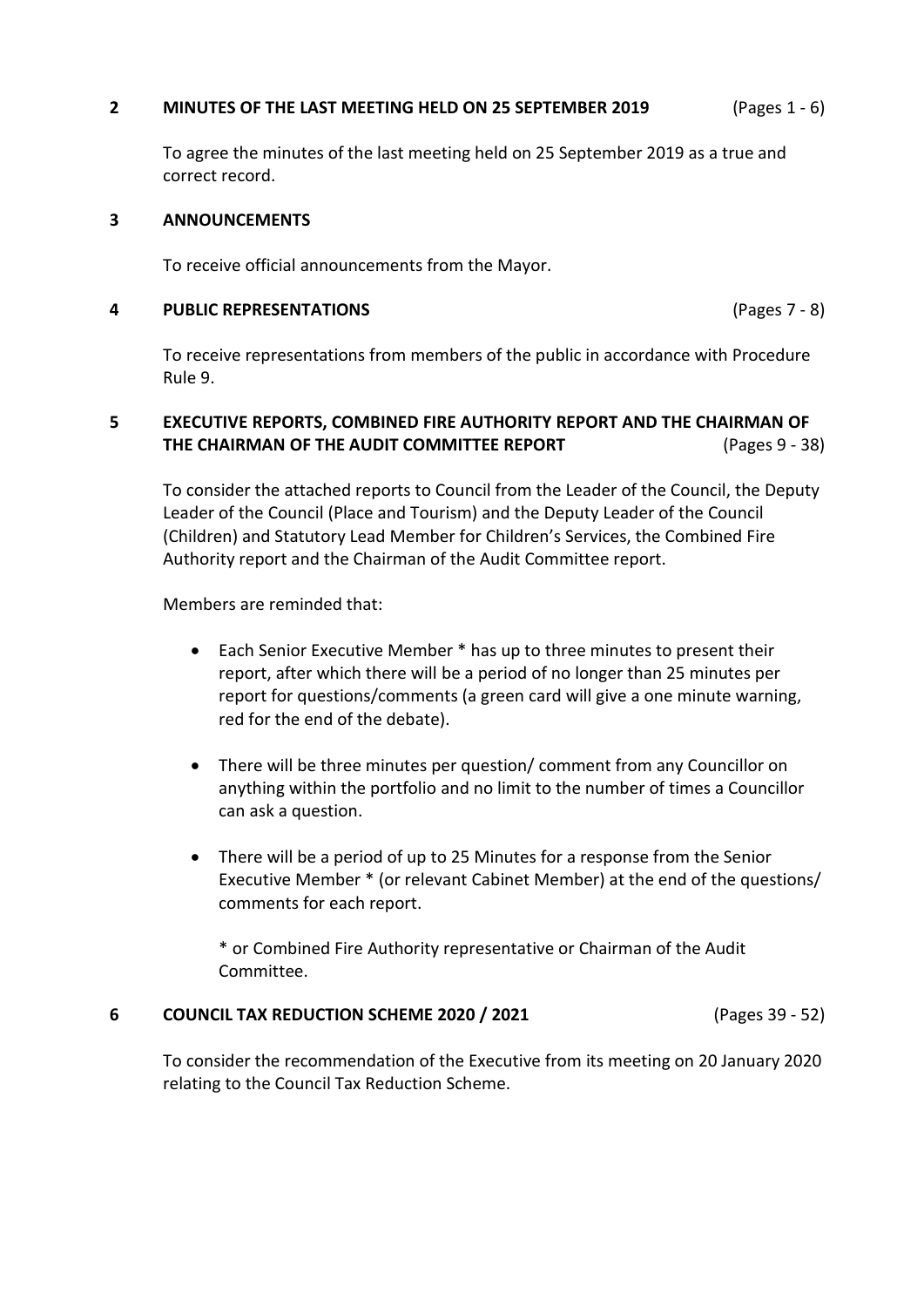## 2 MINUTES OF THE LAST MEETING HELD ON 25 SEPTEMBER 2019 (Pages 1 - 6)

To agree the minutes of the last meeting held on 25 September 2019 as a true and correct record.

## 3 ANNOUNCEMENTS

To receive official announcements from the Mayor.

## 4 PUBLIC REPRESENTATIONS (Pages 7 - 8)

To receive representations from members of the public in accordance with Procedure Rule 9.

## 5 EXECUTIVE REPORTS, COMBINED FIRE AUTHORITY REPORT AND THE CHAIRMAN OF THE CHAIRMAN OF THE AUDIT COMMITTEE REPORT (Pages 9 - 38)

To consider the attached reports to Council from the Leader of the Council, the Deputy Leader of the Council (Place and Tourism) and the Deputy Leader of the Council (Children) and Statutory Lead Member for Children's Services, the Combined Fire Authority report and the Chairman of the Audit Committee report.

Members are reminded that:

- Each Senior Executive Member * has up to three minutes to present their report, after which there will be a period of no longer than 25 minutes per report for questions/comments (a green card will give a one minute warning, red for the end of the debate).
- There will be three minutes per question/ comment from any Councillor on anything within the portfolio and no limit to the number of times a Councillor can ask a question.
- There will be a period of up to 25 Minutes for a response from the Senior Executive Member * (or relevant Cabinet Member) at the end of the questions/ comments for each report.

  * or Combined Fire Authority representative or Chairman of the Audit Committee.

## 6 COUNCIL TAX REDUCTION SCHEME 2020 / 2021 (Pages 39 - 52)

To consider the recommendation of the Executive from its meeting on 20 January 2020 relating to the Council Tax Reduction Scheme.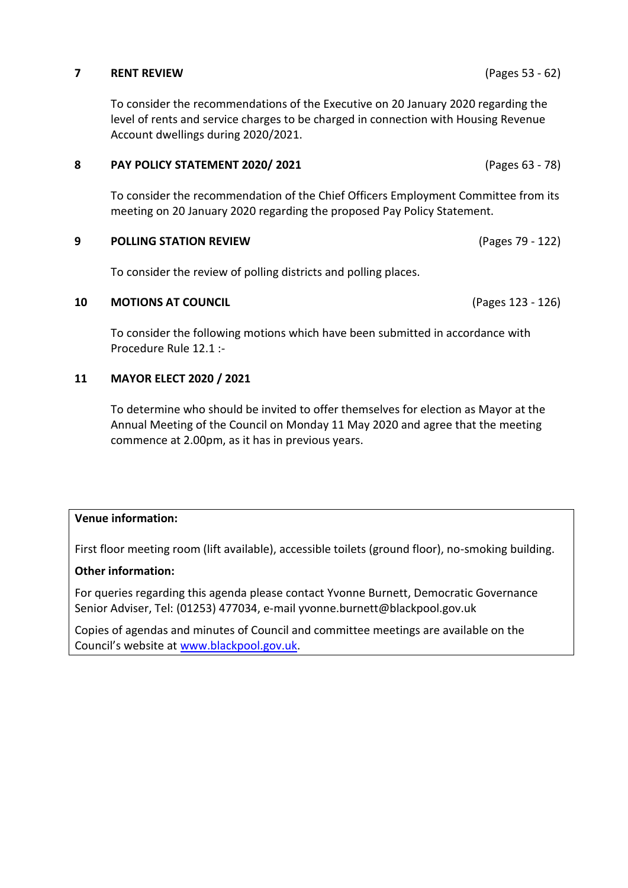**7 RENT REVIEW** (Pages 53 - 62)

To consider the recommendations of the Executive on 20 January 2020 regarding the level of rents and service charges to be charged in connection with Housing Revenue Account dwellings during 2020/2021.

**8 PAY POLICY STATEMENT 2020/ 2021** (Pages 63 - 78)

To consider the recommendation of the Chief Officers Employment Committee from its meeting on 20 January 2020 regarding the proposed Pay Policy Statement.

**9 POLLING STATION REVIEW** (Pages 79 - 122)

To consider the review of polling districts and polling places.

**10 MOTIONS AT COUNCIL** (Pages 123 - 126)

To consider the following motions which have been submitted in accordance with Procedure Rule 12.1 :-

**11 MAYOR ELECT 2020 / 2021**

To determine who should be invited to offer themselves for election as Mayor at the Annual Meeting of the Council on Monday 11 May 2020 and agree that the meeting commence at 2.00pm, as it has in previous years.

**Venue information:**

First floor meeting room (lift available), accessible toilets (ground floor), no-smoking building.

**Other information:**

For queries regarding this agenda please contact Yvonne Burnett, Democratic Governance Senior Adviser, Tel: (01253) 477034, e-mail yvonne.burnett@blackpool.gov.uk

Copies of agendas and minutes of Council and committee meetings are available on the Council's website at www.blackpool.gov.uk.